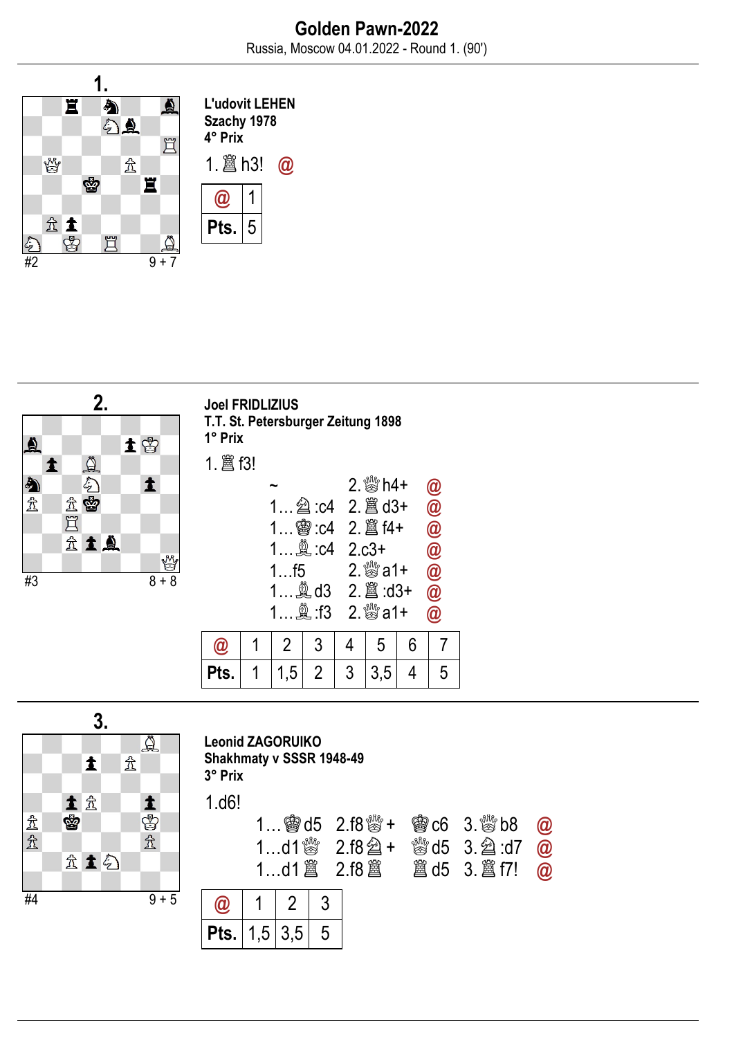# Golden Pawn-2022

Russia, Moscow 04.01.2022 - Round 1. (90')

## 1.

#2 9 + 7

**L'udovit LEHEN**
**Szachy 1978**
**4° Prix**

1. ♖h3! @

| @ | 1 |
|---|---|
| Pts. | 5 |

## 2.

#3 8 + 8

**Joel FRIDLIZIUS**
**T.T. St. Petersburger Zeitung 1898**
**1° Prix**

1. ♖f3!

| | | |
|---|---|---|
| ~ | 2. ♕h4+ | @ |
| 1... ♘:c4 | 2. ♖d3+ | @ |
| 1... ♔:c4 | 2. ♖f4+ | @ |
| 1... ♗:c4 | 2.c3+ | @ |
| 1...f5 | 2. ♕a1+ | @ |
| 1... ♗d3 | 2. ♖:d3+ | @ |
| 1... ♗:f3 | 2. ♕a1+ | @ |

| @ | 1 | 2 | 3 | 4 | 5 | 6 | 7 |
|---|---|---|---|---|---|---|---|
| Pts. | 1 | 1,5 | 2 | 3 | 3,5 | 4 | 5 |

## 3.

#4 9 + 5

**Leonid ZAGORUIKO**
**Shakhmaty v SSSR 1948-49**
**3° Prix**

1.d6!

| | | | | |
|---|---|---|---|---|
| 1... ♔d5 | 2.f8♕+ | ♔c6 | 3. ♕b8 | @ |
| 1...d1♕ | 2.f8♘+ | ♕d5 | 3. ♘:d7 | @ |
| 1...d1♖ | 2.f8♖ | ♖d5 | 3. ♖f7! | @ |

| @ | 1 | 2 | 3 |
|---|---|---|---|
| Pts. | 1,5 | 3,5 | 5 |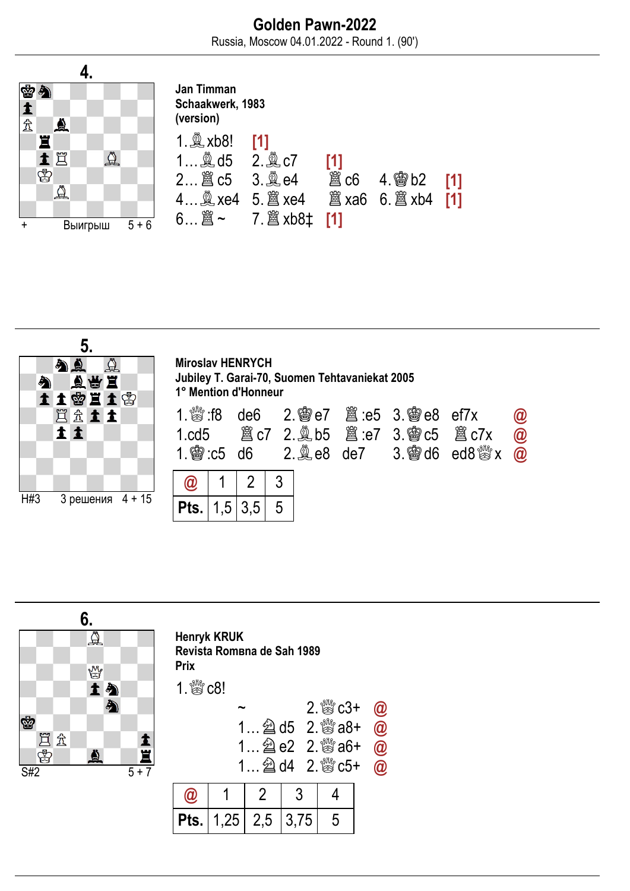# Golden Pawn-2022

Russia, Moscow 04.01.2022 - Round 1. (90')

## 4.

+ Выигрыш 5 + 6

**Jan Timman**
**Schaakwerk, 1983**
**(version)**

1.♗xb8! [1]
1...♗d5 2.♗c7 [1]
2...♖c5 3.♗e4 ♖c6 4.♔b2 [1]
4...♗xe4 5.♖xe4 ♖xa6 6.♖xb4 [1]
6...♖~ 7.♖xb8‡ [1]

## 5.

H#3 3 решения 4 + 15

**Miroslav HENRYCH**
**Jubiley T. Garai-70, Suomen Tehtavaniekat 2005**
**1° Mention d'Honneur**

1.♕:f8 de6 2.♔e7 ♖:e5 3.♔e8 ef7x @
1.cd5 ♖c7 2.♗b5 ♖:e7 3.♔c5 ♖c7x @
1.♔:c5 d6 2.♗e8 de7 3.♔d6 ed8♕x @

| @ | 1 | 2 | 3 |
|---|---|---|---|
| Pts. | 1,5 | 3,5 | 5 |

## 6.

S#2 5 + 7

**Henryk KRUK**
**Revista Romвna de Sah 1989**
**Prix**

1.♕c8!

~ 2.♕c3+ @
1...♘d5 2.♕a8+ @
1...♘e2 2.♕a6+ @
1...♘d4 2.♕c5+ @

| @ | 1 | 2 | 3 | 4 |
|---|---|---|---|---|
| Pts. | 1,25 | 2,5 | 3,75 | 5 |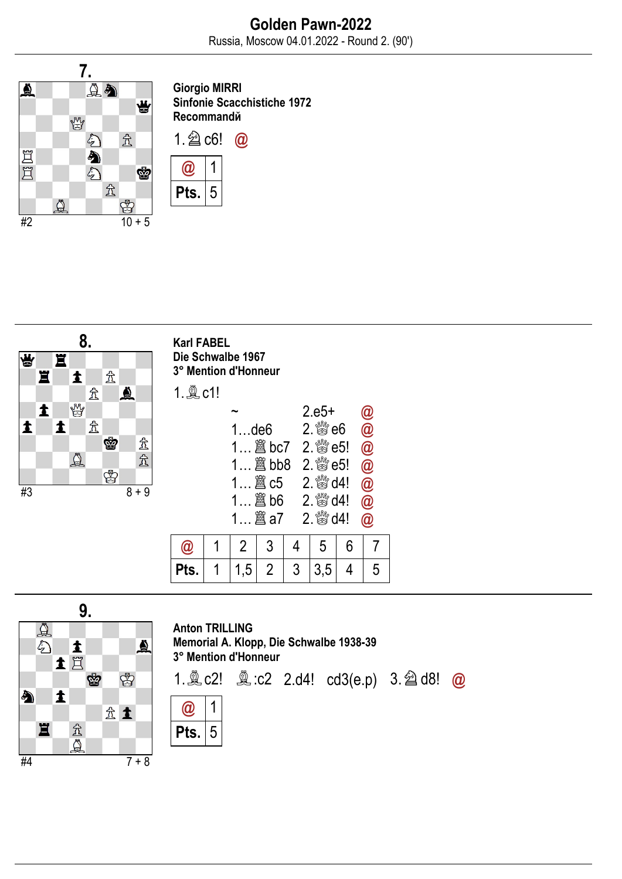# Golden Pawn-2022

Russia, Moscow 04.01.2022 - Round 2. (90')

## 7.

#2 10 + 5

**Giorgio MIRRI**
**Sinfonie Scacchistiche 1972**
**Recommandй**

1.♘c6! @

| @ | 1 |
|---|---|
| Pts. | 5 |

## 8.

#3 8 + 9

**Karl FABEL**
**Die Schwalbe 1967**
**3° Mention d'Honneur**

1.♗c1!

| | | |
|---|---|---|
| ~ | 2.e5+ | @ |
| 1…de6 | 2.♕e6 | @ |
| 1…♖bc7 | 2.♕e5! | @ |
| 1…♖bb8 | 2.♕e5! | @ |
| 1…♖c5 | 2.♕d4! | @ |
| 1…♖b6 | 2.♕d4! | @ |
| 1…♖a7 | 2.♕d4! | @ |

| @ | 1 | 2 | 3 | 4 | 5 | 6 | 7 |
|---|---|---|---|---|---|---|---|
| Pts. | 1 | 1,5 | 2 | 3 | 3,5 | 4 | 5 |

## 9.

#4 7 + 8

**Anton TRILLING**
**Memorial A. Klopp, Die Schwalbe 1938-39**
**3° Mention d'Honneur**

1.♗c2! ♗:c2 2.d4! cd3(e.p) 3.♘d8! @

| @ | 1 |
|---|---|
| Pts. | 5 |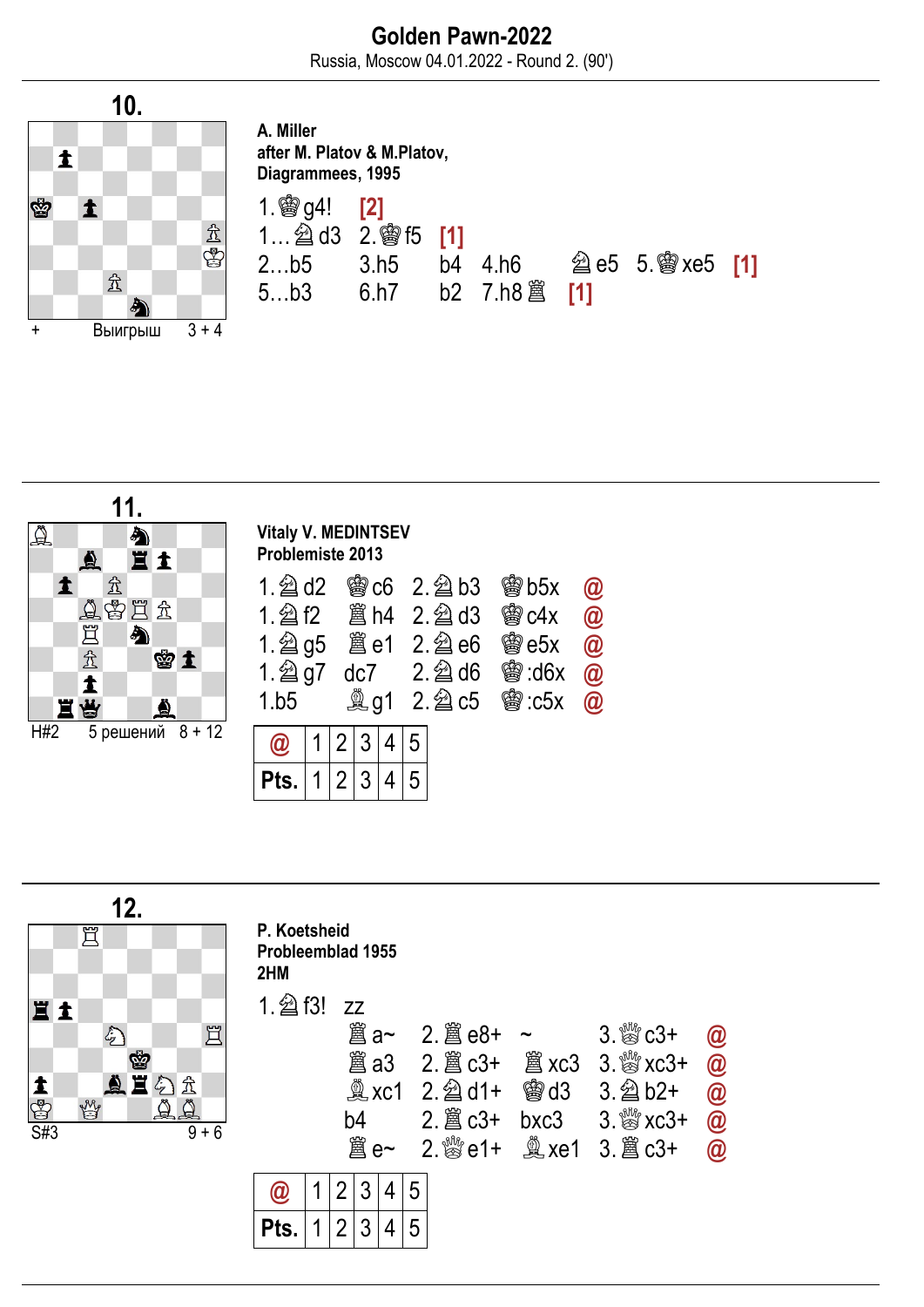# Golden Pawn-2022

Russia, Moscow 04.01.2022 - Round 2. (90')

## 10.

+ Выигрыш 3 + 4

**A. Miller**
**after M. Platov & M.Platov,**
**Diagrammees, 1995**

1.♘g4! [2]
1...♘d3 2.♔f5 [1]
2...b5 3.h5 b4 4.h6 ♘e5 5.♔xe5 [1]
5...b3 6.h7 b2 7.h8♖ [1]

## 11.

H#2 5 решений 8 + 12

**Vitaly V. MEDINTSEV**
**Problemiste 2013**

1.♘d2 ♔c6 2.♘b3 ♔b5x @
1.♘f2 ♖h4 2.♘d3 ♔c4x @
1.♘g5 ♖e1 2.♘e6 ♔e5x @
1.♘g7 dc7 2.♘d6 ♔:d6x @
1.b5 ♗g1 2.♘c5 ♔:c5x @

| @ | 1 | 2 | 3 | 4 | 5 |
|---|---|---|---|---|---|
| Pts. | 1 | 2 | 3 | 4 | 5 |

## 12.

S#3 9 + 6

**P. Koetsheid**
**Probleemblad 1955**
**2HM**

1.♘f3! zz
♖a~ 2.♖e8+ ~ 3.♕c3+ @
♖a3 2.♖c3+ ♖xc3 3.♕xc3+ @
♗xc1 2.♘d1+ ♔d3 3.♘b2+ @
b4 2.♖c3+ bxc3 3.♕xc3+ @
♖e~ 2.♕e1+ ♗xe1 3.♖c3+ @

| @ | 1 | 2 | 3 | 4 | 5 |
|---|---|---|---|---|---|
| Pts. | 1 | 2 | 3 | 4 | 5 |